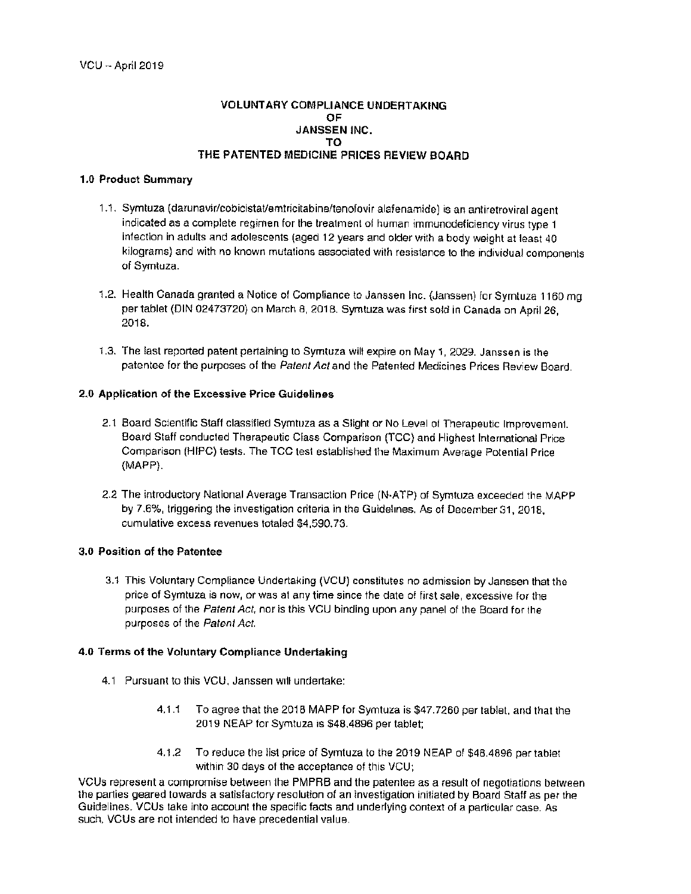VCU – April 2019

# VOLUNTARY COMPLIANCE UNDERTAKING OF JANSSEN INC. TO THE PATENTED MEDICINE PRICES REVIEW BOARD

## 1.0 Product Summary

1.1. Symtuza (darunavir/cobicistat/emtricitabine/tenofovir alafenamide) is an antiretroviral agent indicated as a complete regimen for the treatment of human immunodeficiency virus type 1 infection in adults and adolescents (aged 12 years and older with a body weight at least 40 kilograms) and with no known mutations associated with resistance to the individual components of Symtuza.

1.2. Health Canada granted a Notice of Compliance to Janssen Inc. (Janssen) for Symtuza 1160 mg per tablet (DIN 02473720) on March 8, 2018. Symtuza was first sold in Canada on April 26, 2018.

1.3. The last reported patent pertaining to Symtuza will expire on May 1, 2029. Janssen is the patentee for the purposes of the *Patent Act* and the Patented Medicines Prices Review Board.

## 2.0 Application of the Excessive Price Guidelines

2.1 Board Scientific Staff classified Symtuza as a Slight or No Level of Therapeutic Improvement. Board Staff conducted Therapeutic Class Comparison (TCC) and Highest International Price Comparison (HIPC) tests. The TCC test established the Maximum Average Potential Price (MAPP).

2.2 The introductory National Average Transaction Price (N-ATP) of Symtuza exceeded the MAPP by 7.6%, triggering the investigation criteria in the Guidelines. As of December 31, 2018, cumulative excess revenues totaled $4,590.73.

## 3.0 Position of the Patentee

3.1 This Voluntary Compliance Undertaking (VCU) constitutes no admission by Janssen that the price of Symtuza is now, or was at any time since the date of first sale, excessive for the purposes of the *Patent Act*, nor is this VCU binding upon any panel of the Board for the purposes of the *Patent Act*.

## 4.0 Terms of the Voluntary Compliance Undertaking

4.1 Pursuant to this VCU, Janssen will undertake:

4.1.1 To agree that the 2018 MAPP for Symtuza is $47.7260 per tablet, and that the 2019 NEAP for Symtuza is $48.4896 per tablet;

4.1.2 To reduce the list price of Symtuza to the 2019 NEAP of $48.4896 per tablet within 30 days of the acceptance of this VCU;

VCUs represent a compromise between the PMPRB and the patentee as a result of negotiations between the parties geared towards a satisfactory resolution of an investigation initiated by Board Staff as per the Guidelines. VCUs take into account the specific facts and underlying context of a particular case. As such, VCUs are not intended to have precedential value.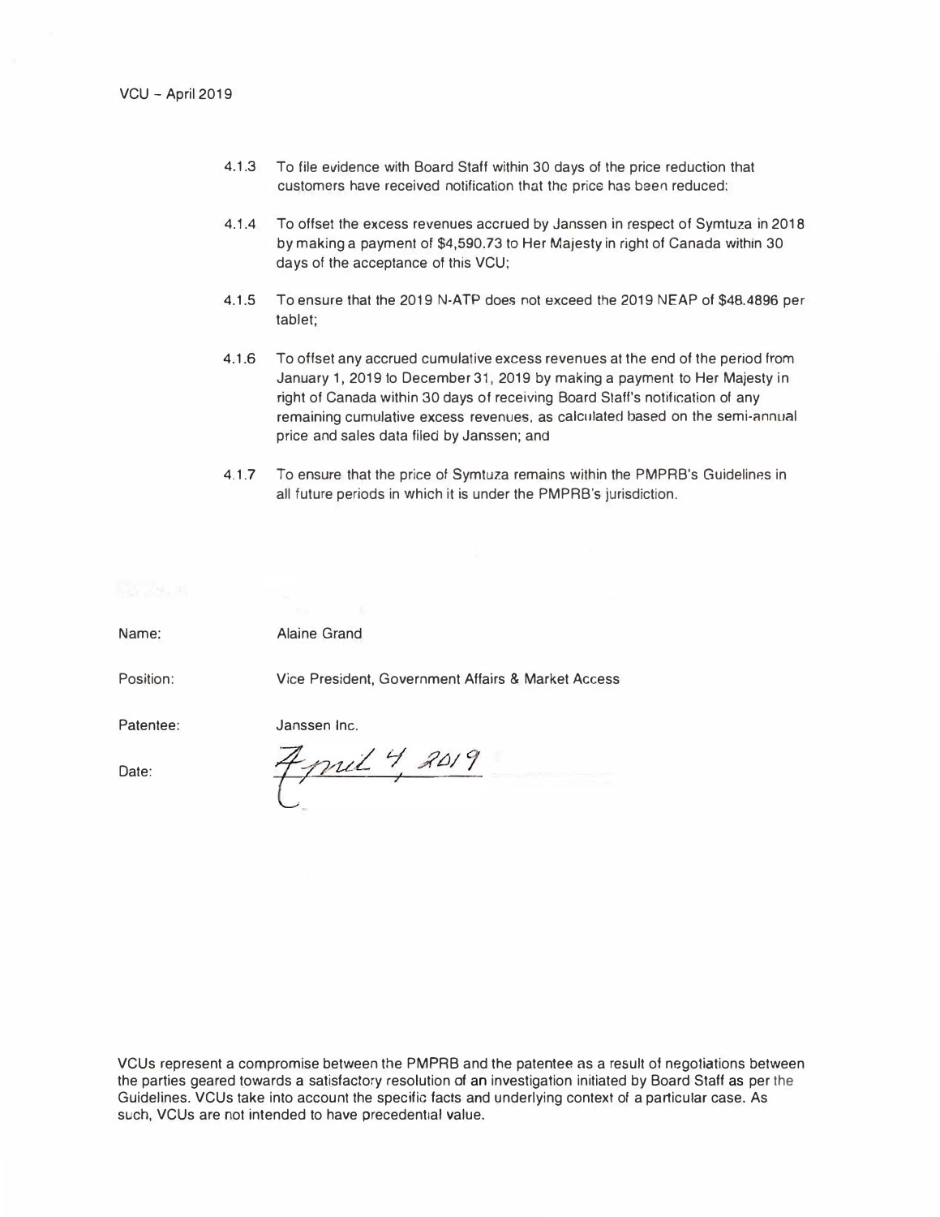4.1.3 To file evidence with Board Staff within 30 days of the price reduction that customers have received notification that the price has been reduced;

4.1.4 To offset the excess revenues accrued by Janssen in respect of Symtuza in 2018 by making a payment of $4,590.73 to Her Majesty in right of Canada within 30 days of the acceptance of this VCU;

4.1.5 To ensure that the 2019 N-ATP does not exceed the 2019 NEAP of $48.4896 per tablet;

4.1.6 To offset any accrued cumulative excess revenues at the end of the period from January 1, 2019 to December 31, 2019 by making a payment to Her Majesty in right of Canada within 30 days of receiving Board Staff's notification of any remaining cumulative excess revenues, as calculated based on the semi-annual price and sales data filed by Janssen; and

4.1.7 To ensure that the price of Symtuza remains within the PMPRB's Guidelines in all future periods in which it is under the PMPRB's jurisdiction.

Name: Alaine Grand

Position: Vice President, Government Affairs & Market Access

Patentee: Janssen Inc.

Date: April 4, 2019

VCUs represent a compromise between the PMPRB and the patentee as a result of negotiations between the parties geared towards a satisfactory resolution of an investigation initiated by Board Staff as per the Guidelines. VCUs take into account the specific facts and underlying context of a particular case. As such, VCUs are not intended to have precedential value.